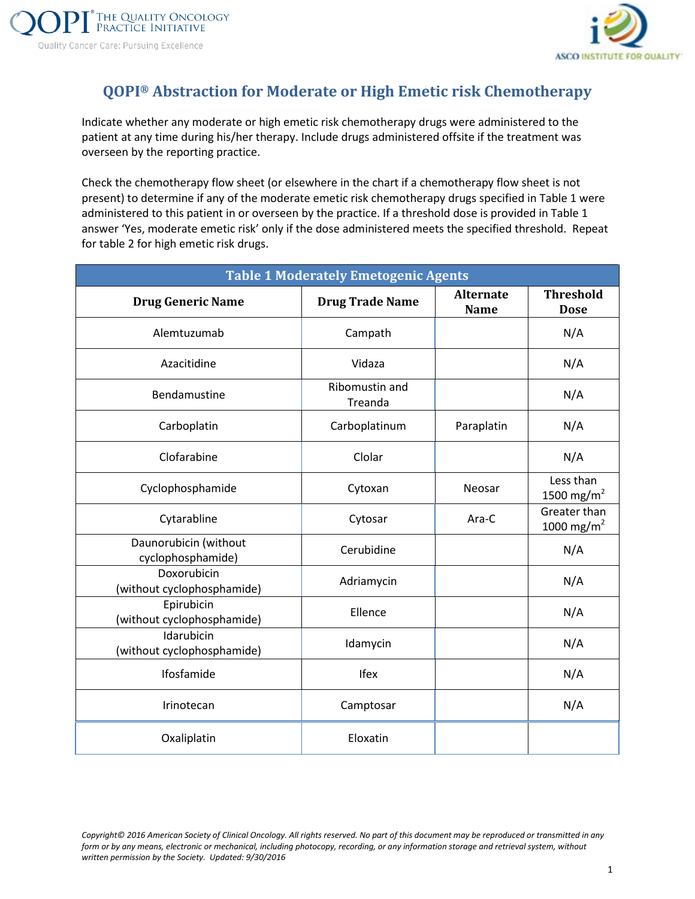# QOPI® Abstraction for Moderate or High Emetic risk Chemotherapy

Indicate whether any moderate or high emetic risk chemotherapy drugs were administered to the patient at any time during his/her therapy. Include drugs administered offsite if the treatment was overseen by the reporting practice.

Check the chemotherapy flow sheet (or elsewhere in the chart if a chemotherapy flow sheet is not present) to determine if any of the moderate emetic risk chemotherapy drugs specified in Table 1 were administered to this patient in or overseen by the practice. If a threshold dose is provided in Table 1 answer 'Yes, moderate emetic risk' only if the dose administered meets the specified threshold. Repeat for table 2 for high emetic risk drugs.

**Table 1 Moderately Emetogenic Agents**

| Drug Generic Name | Drug Trade Name | Alternate Name | Threshold Dose |
|---|---|---|---|
| Alemtuzumab | Campath | | N/A |
| Azacitidine | Vidaza | | N/A |
| Bendamustine | Ribomustin and Treanda | | N/A |
| Carboplatin | Carboplatinum | Paraplatin | N/A |
| Clofarabine | Clolar | | N/A |
| Cyclophosphamide | Cytoxan | Neosar | Less than 1500 $mg/m^2$ |
| Cytarabline | Cytosar | Ara-C | Greater than 1000 $mg/m^2$ |
| Daunorubicin (without cyclophosphamide) | Cerubidine | | N/A |
| Doxorubicin (without cyclophosphamide) | Adriamycin | | N/A |
| Epirubicin (without cyclophosphamide) | Ellence | | N/A |
| Idarubicin (without cyclophosphamide) | Idamycin | | N/A |
| Ifosfamide | Ifex | | N/A |
| Irinotecan | Camptosar | | N/A |
| Oxaliplatin | Eloxatin | | |

*Copyright© 2016 American Society of Clinical Oncology. All rights reserved. No part of this document may be reproduced or transmitted in any form or by any means, electronic or mechanical, including photocopy, recording, or any information storage and retrieval system, without written permission by the Society. Updated: 9/30/2016*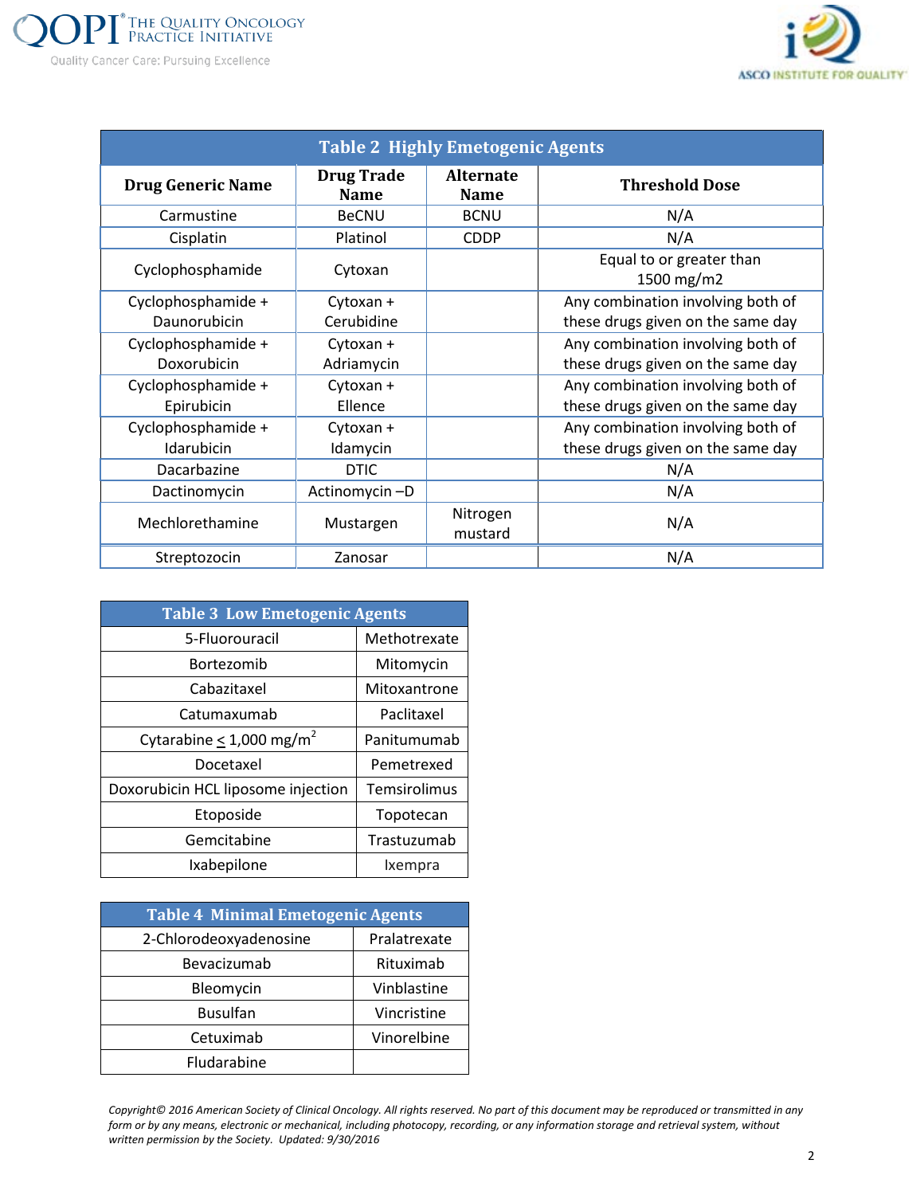| Table 2 Highly Emetogenic Agents | | | |
|---|---|---|---|
| **Drug Generic Name** | **Drug Trade Name** | **Alternate Name** | **Threshold Dose** |
| Carmustine | BeCNU | BCNU | N/A |
| Cisplatin | Platinol | CDDP | N/A |
| Cyclophosphamide | Cytoxan | | Equal to or greater than 1500 mg/m2 |
| Cyclophosphamide + Daunorubicin | Cytoxan + Cerubidine | | Any combination involving both of these drugs given on the same day |
| Cyclophosphamide + Doxorubicin | Cytoxan + Adriamycin | | Any combination involving both of these drugs given on the same day |
| Cyclophosphamide + Epirubicin | Cytoxan + Ellence | | Any combination involving both of these drugs given on the same day |
| Cyclophosphamide + Idarubicin | Cytoxan + Idamycin | | Any combination involving both of these drugs given on the same day |
| Dacarbazine | DTIC | | N/A |
| Dactinomycin | Actinomycin –D | | N/A |
| Mechlorethamine | Mustargen | Nitrogen mustard | N/A |
| Streptozocin | Zanosar | | N/A |

| Table 3 Low Emetogenic Agents | |
|---|---|
| 5-Fluorouracil | Methotrexate |
| Bortezomib | Mitomycin |
| Cabazitaxel | Mitoxantrone |
| Catumaxumab | Paclitaxel |
| Cytarabine $\leq$ 1,000 mg/m$^2$ | Panitumumab |
| Docetaxel | Pemetrexed |
| Doxorubicin HCL liposome injection | Temsirolimus |
| Etoposide | Topotecan |
| Gemcitabine | Trastuzumab |
| Ixabepilone | Ixempra |

| Table 4 Minimal Emetogenic Agents | |
|---|---|
| 2-Chlorodeoxyadenosine | Pralatrexate |
| Bevacizumab | Rituximab |
| Bleomycin | Vinblastine |
| Busulfan | Vincristine |
| Cetuximab | Vinorelbine |
| Fludarabine | |

*Copyright© 2016 American Society of Clinical Oncology. All rights reserved. No part of this document may be reproduced or transmitted in any form or by any means, electronic or mechanical, including photocopy, recording, or any information storage and retrieval system, without written permission by the Society. Updated: 9/30/2016*